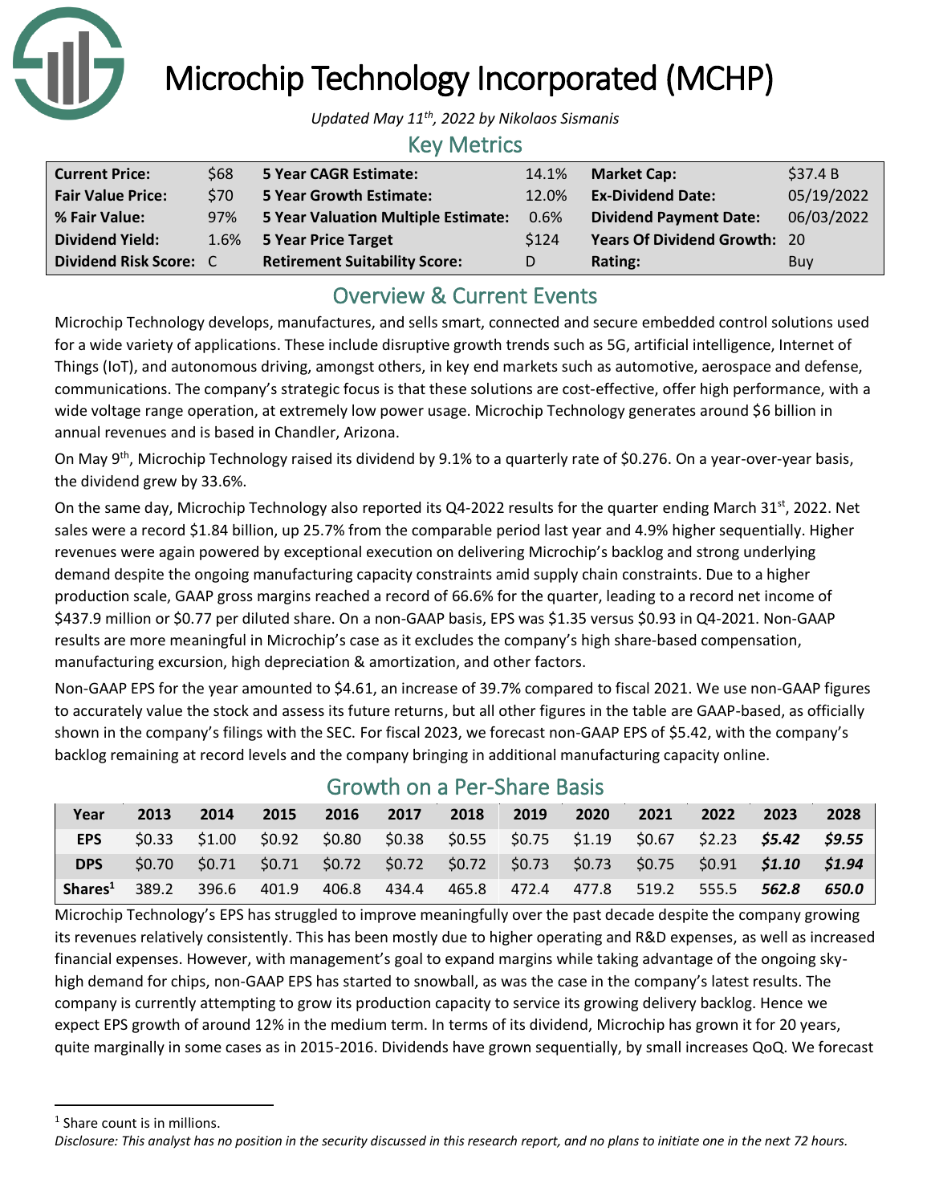# Microchip Technology Incorporated (MCHP)

*Updated May 11th, 2022 by Nikolaos Sismanis*

## Key Metrics

| | | | | | |
|---|---|---|---|---|---|
| **Current Price:** | $68 | **5 Year CAGR Estimate:** | 14.1% | **Market Cap:** | $37.4 B |
| **Fair Value Price:** | $70 | **5 Year Growth Estimate:** | 12.0% | **Ex-Dividend Date:** | 05/19/2022 |
| **% Fair Value:** | 97% | **5 Year Valuation Multiple Estimate:** | 0.6% | **Dividend Payment Date:** | 06/03/2022 |
| **Dividend Yield:** | 1.6% | **5 Year Price Target** | $124 | **Years Of Dividend Growth:** | 20 |
| **Dividend Risk Score:** | C | **Retirement Suitability Score:** | D | **Rating:** | Buy |

## Overview & Current Events

Microchip Technology develops, manufactures, and sells smart, connected and secure embedded control solutions used for a wide variety of applications. These include disruptive growth trends such as 5G, artificial intelligence, Internet of Things (IoT), and autonomous driving, amongst others, in key end markets such as automotive, aerospace and defense, communications. The company's strategic focus is that these solutions are cost-effective, offer high performance, with a wide voltage range operation, at extremely low power usage. Microchip Technology generates around $6 billion in annual revenues and is based in Chandler, Arizona.

On May 9th, Microchip Technology raised its dividend by 9.1% to a quarterly rate of $0.276. On a year-over-year basis, the dividend grew by 33.6%.

On the same day, Microchip Technology also reported its Q4-2022 results for the quarter ending March 31st, 2022. Net sales were a record $1.84 billion, up 25.7% from the comparable period last year and 4.9% higher sequentially. Higher revenues were again powered by exceptional execution on delivering Microchip's backlog and strong underlying demand despite the ongoing manufacturing capacity constraints amid supply chain constraints. Due to a higher production scale, GAAP gross margins reached a record of 66.6% for the quarter, leading to a record net income of $437.9 million or $0.77 per diluted share. On a non-GAAP basis, EPS was $1.35 versus $0.93 in Q4-2021. Non-GAAP results are more meaningful in Microchip's case as it excludes the company's high share-based compensation, manufacturing excursion, high depreciation & amortization, and other factors.

Non-GAAP EPS for the year amounted to $4.61, an increase of 39.7% compared to fiscal 2021. We use non-GAAP figures to accurately value the stock and assess its future returns, but all other figures in the table are GAAP-based, as officially shown in the company's filings with the SEC. For fiscal 2023, we forecast non-GAAP EPS of $5.42, with the company's backlog remaining at record levels and the company bringing in additional manufacturing capacity online.

## Growth on a Per-Share Basis

| Year | 2013 | 2014 | 2015 | 2016 | 2017 | 2018 | 2019 | 2020 | 2021 | 2022 | 2023 | 2028 |
|---|---|---|---|---|---|---|---|---|---|---|---|---|
| **EPS** | $0.33 | $1.00 | $0.92 | $0.80 | $0.38 | $0.55 | $0.75 | $1.19 | $0.67 | $2.23 | ***$5.42*** | ***$9.55*** |
| **DPS** | $0.70 | $0.71 | $0.71 | $0.72 | $0.72 | $0.72 | $0.73 | $0.73 | $0.75 | $0.91 | ***$1.10*** | ***$1.94*** |
| **Shares[1]** | 389.2 | 396.6 | 401.9 | 406.8 | 434.4 | 465.8 | 472.4 | 477.8 | 519.2 | 555.5 | ***562.8*** | ***650.0*** |

Microchip Technology's EPS has struggled to improve meaningfully over the past decade despite the company growing its revenues relatively consistently. This has been mostly due to higher operating and R&D expenses, as well as increased financial expenses. However, with management's goal to expand margins while taking advantage of the ongoing sky-high demand for chips, non-GAAP EPS has started to snowball, as was the case in the company's latest results. The company is currently attempting to grow its production capacity to service its growing delivery backlog. Hence we expect EPS growth of around 12% in the medium term. In terms of its dividend, Microchip has grown it for 20 years, quite marginally in some cases as in 2015-2016. Dividends have grown sequentially, by small increases QoQ. We forecast

[1] Share count is in millions.

*Disclosure: This analyst has no position in the security discussed in this research report, and no plans to initiate one in the next 72 hours.*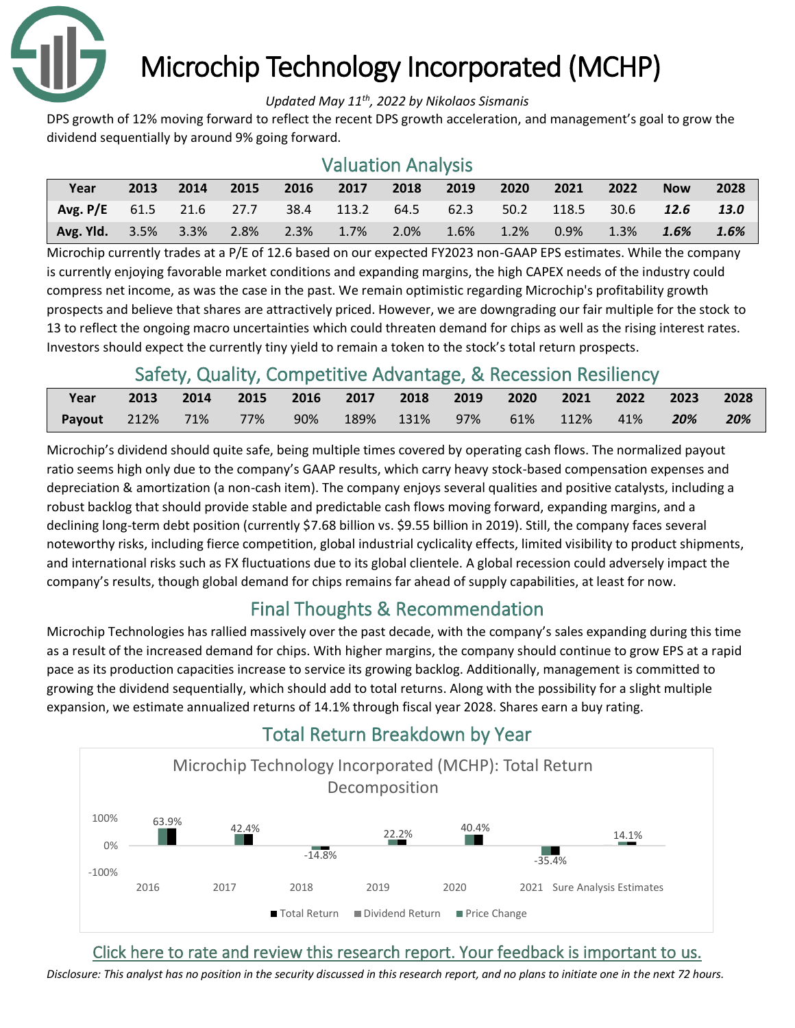# Microchip Technology Incorporated (MCHP)

*Updated May 11th, 2022 by Nikolaos Sismanis*

DPS growth of 12% moving forward to reflect the recent DPS growth acceleration, and management's goal to grow the dividend sequentially by around 9% going forward.

## Valuation Analysis

| Year | 2013 | 2014 | 2015 | 2016 | 2017 | 2018 | 2019 | 2020 | 2021 | 2022 | Now | 2028 |
|---|---|---|---|---|---|---|---|---|---|---|---|---|
| Avg. P/E | 61.5 | 21.6 | 27.7 | 38.4 | 113.2 | 64.5 | 62.3 | 50.2 | 118.5 | 30.6 | ***12.6*** | ***13.0*** |
| Avg. Yld. | 3.5% | 3.3% | 2.8% | 2.3% | 1.7% | 2.0% | 1.6% | 1.2% | 0.9% | 1.3% | ***1.6%*** | ***1.6%*** |

Microchip currently trades at a P/E of 12.6 based on our expected FY2023 non-GAAP EPS estimates. While the company is currently enjoying favorable market conditions and expanding margins, the high CAPEX needs of the industry could compress net income, as was the case in the past. We remain optimistic regarding Microchip's profitability growth prospects and believe that shares are attractively priced. However, we are downgrading our fair multiple for the stock to 13 to reflect the ongoing macro uncertainties which could threaten demand for chips as well as the rising interest rates. Investors should expect the currently tiny yield to remain a token to the stock's total return prospects.

## Safety, Quality, Competitive Advantage, & Recession Resiliency

| Year | 2013 | 2014 | 2015 | 2016 | 2017 | 2018 | 2019 | 2020 | 2021 | 2022 | 2023 | 2028 |
|---|---|---|---|---|---|---|---|---|---|---|---|---|
| Payout | 212% | 71% | 77% | 90% | 189% | 131% | 97% | 61% | 112% | 41% | ***20%*** | ***20%*** |

Microchip's dividend should quite safe, being multiple times covered by operating cash flows. The normalized payout ratio seems high only due to the company's GAAP results, which carry heavy stock-based compensation expenses and depreciation & amortization (a non-cash item). The company enjoys several qualities and positive catalysts, including a robust backlog that should provide stable and predictable cash flows moving forward, expanding margins, and a declining long-term debt position (currently $7.68 billion vs. $9.55 billion in 2019). Still, the company faces several noteworthy risks, including fierce competition, global industrial cyclicality effects, limited visibility to product shipments, and international risks such as FX fluctuations due to its global clientele. A global recession could adversely impact the company's results, though global demand for chips remains far ahead of supply capabilities, at least for now.

## Final Thoughts & Recommendation

Microchip Technologies has rallied massively over the past decade, with the company's sales expanding during this time as a result of the increased demand for chips. With higher margins, the company should continue to grow EPS at a rapid pace as its production capacities increase to service its growing backlog. Additionally, management is committed to growing the dividend sequentially, which should add to total returns. Along with the possibility for a slight multiple expansion, we estimate annualized returns of 14.1% through fiscal year 2028. Shares earn a buy rating.

## Total Return Breakdown by Year

Microchip Technology Incorporated (MCHP): Total Return Decomposition

| | 2016 | 2017 | 2018 | 2019 | 2020 | 2021 | Sure Analysis Estimates |
|---|---|---|---|---|---|---|---|
| Total Return | 63.9% | 42.4% | -14.8% | 22.2% | 40.4% | -35.4% | 14.1% |

Legend: Total Return, Dividend Return, Price Change

[Click here to rate and review this research report. Your feedback is important to us.]

*Disclosure: This analyst has no position in the security discussed in this research report, and no plans to initiate one in the next 72 hours.*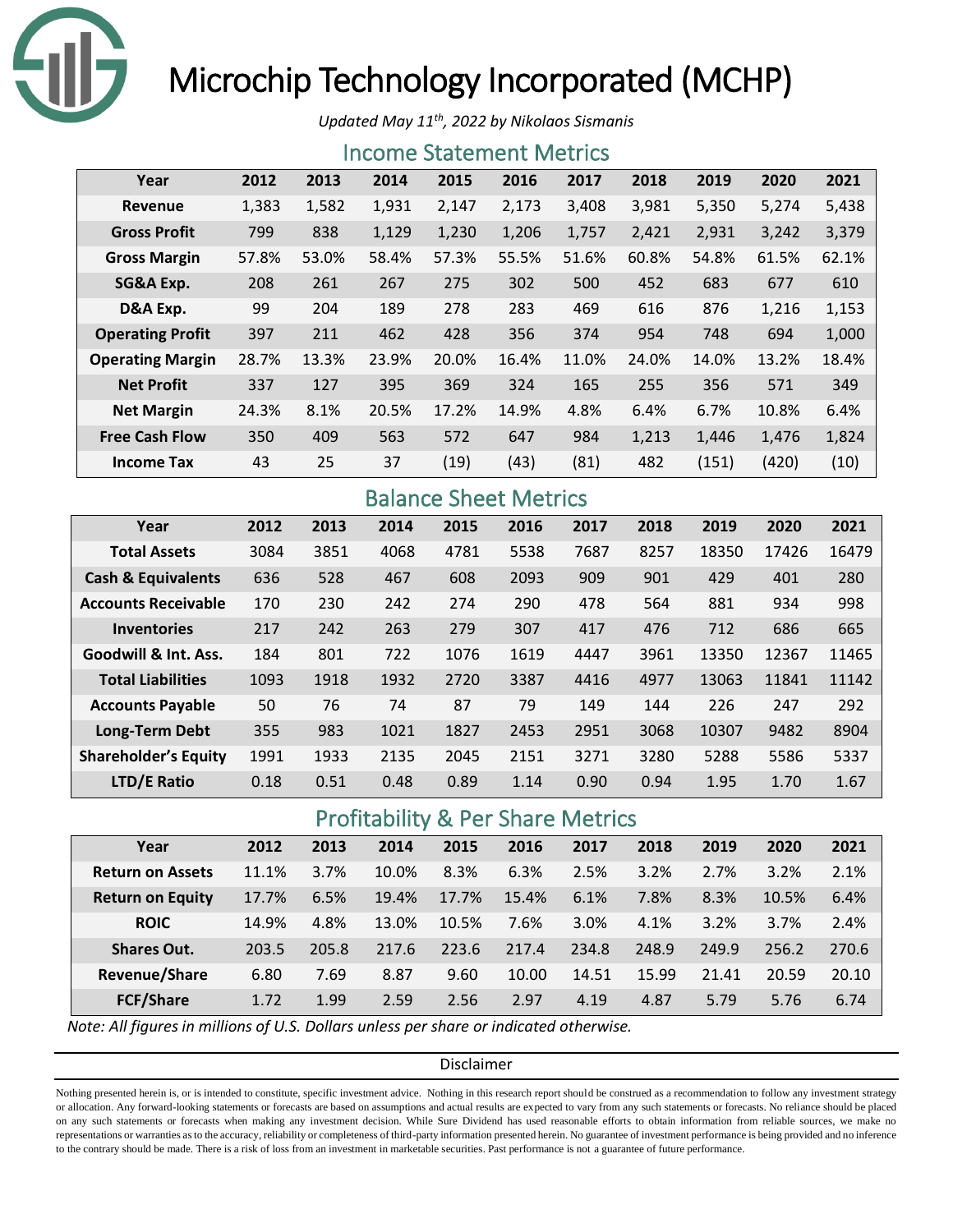# Microchip Technology Incorporated (MCHP)

*Updated May 11th, 2022 by Nikolaos Sismanis*

## Income Statement Metrics

| Year | 2012 | 2013 | 2014 | 2015 | 2016 | 2017 | 2018 | 2019 | 2020 | 2021 |
|---|---|---|---|---|---|---|---|---|---|---|
| Revenue | 1,383 | 1,582 | 1,931 | 2,147 | 2,173 | 3,408 | 3,981 | 5,350 | 5,274 | 5,438 |
| Gross Profit | 799 | 838 | 1,129 | 1,230 | 1,206 | 1,757 | 2,421 | 2,931 | 3,242 | 3,379 |
| Gross Margin | 57.8% | 53.0% | 58.4% | 57.3% | 55.5% | 51.6% | 60.8% | 54.8% | 61.5% | 62.1% |
| SG&A Exp. | 208 | 261 | 267 | 275 | 302 | 500 | 452 | 683 | 677 | 610 |
| D&A Exp. | 99 | 204 | 189 | 278 | 283 | 469 | 616 | 876 | 1,216 | 1,153 |
| Operating Profit | 397 | 211 | 462 | 428 | 356 | 374 | 954 | 748 | 694 | 1,000 |
| Operating Margin | 28.7% | 13.3% | 23.9% | 20.0% | 16.4% | 11.0% | 24.0% | 14.0% | 13.2% | 18.4% |
| Net Profit | 337 | 127 | 395 | 369 | 324 | 165 | 255 | 356 | 571 | 349 |
| Net Margin | 24.3% | 8.1% | 20.5% | 17.2% | 14.9% | 4.8% | 6.4% | 6.7% | 10.8% | 6.4% |
| Free Cash Flow | 350 | 409 | 563 | 572 | 647 | 984 | 1,213 | 1,446 | 1,476 | 1,824 |
| Income Tax | 43 | 25 | 37 | (19) | (43) | (81) | 482 | (151) | (420) | (10) |

## Balance Sheet Metrics

| Year | 2012 | 2013 | 2014 | 2015 | 2016 | 2017 | 2018 | 2019 | 2020 | 2021 |
|---|---|---|---|---|---|---|---|---|---|---|
| Total Assets | 3084 | 3851 | 4068 | 4781 | 5538 | 7687 | 8257 | 18350 | 17426 | 16479 |
| Cash & Equivalents | 636 | 528 | 467 | 608 | 2093 | 909 | 901 | 429 | 401 | 280 |
| Accounts Receivable | 170 | 230 | 242 | 274 | 290 | 478 | 564 | 881 | 934 | 998 |
| Inventories | 217 | 242 | 263 | 279 | 307 | 417 | 476 | 712 | 686 | 665 |
| Goodwill & Int. Ass. | 184 | 801 | 722 | 1076 | 1619 | 4447 | 3961 | 13350 | 12367 | 11465 |
| Total Liabilities | 1093 | 1918 | 1932 | 2720 | 3387 | 4416 | 4977 | 13063 | 11841 | 11142 |
| Accounts Payable | 50 | 76 | 74 | 87 | 79 | 149 | 144 | 226 | 247 | 292 |
| Long-Term Debt | 355 | 983 | 1021 | 1827 | 2453 | 2951 | 3068 | 10307 | 9482 | 8904 |
| Shareholder's Equity | 1991 | 1933 | 2135 | 2045 | 2151 | 3271 | 3280 | 5288 | 5586 | 5337 |
| LTD/E Ratio | 0.18 | 0.51 | 0.48 | 0.89 | 1.14 | 0.90 | 0.94 | 1.95 | 1.70 | 1.67 |

## Profitability & Per Share Metrics

| Year | 2012 | 2013 | 2014 | 2015 | 2016 | 2017 | 2018 | 2019 | 2020 | 2021 |
|---|---|---|---|---|---|---|---|---|---|---|
| Return on Assets | 11.1% | 3.7% | 10.0% | 8.3% | 6.3% | 2.5% | 3.2% | 2.7% | 3.2% | 2.1% |
| Return on Equity | 17.7% | 6.5% | 19.4% | 17.7% | 15.4% | 6.1% | 7.8% | 8.3% | 10.5% | 6.4% |
| ROIC | 14.9% | 4.8% | 13.0% | 10.5% | 7.6% | 3.0% | 4.1% | 3.2% | 3.7% | 2.4% |
| Shares Out. | 203.5 | 205.8 | 217.6 | 223.6 | 217.4 | 234.8 | 248.9 | 249.9 | 256.2 | 270.6 |
| Revenue/Share | 6.80 | 7.69 | 8.87 | 9.60 | 10.00 | 14.51 | 15.99 | 21.41 | 20.59 | 20.10 |
| FCF/Share | 1.72 | 1.99 | 2.59 | 2.56 | 2.97 | 4.19 | 4.87 | 5.79 | 5.76 | 6.74 |

*Note: All figures in millions of U.S. Dollars unless per share or indicated otherwise.*

Disclaimer

Nothing presented herein is, or is intended to constitute, specific investment advice. Nothing in this research report should be construed as a recommendation to follow any investment strategy or allocation. Any forward-looking statements or forecasts are based on assumptions and actual results are expected to vary from any such statements or forecasts. No reliance should be placed on any such statements or forecasts when making any investment decision. While Sure Dividend has used reasonable efforts to obtain information from reliable sources, we make no representations or warranties as to the accuracy, reliability or completeness of third-party information presented herein. No guarantee of investment performance is being provided and no inference to the contrary should be made. There is a risk of loss from an investment in marketable securities. Past performance is not a guarantee of future performance.